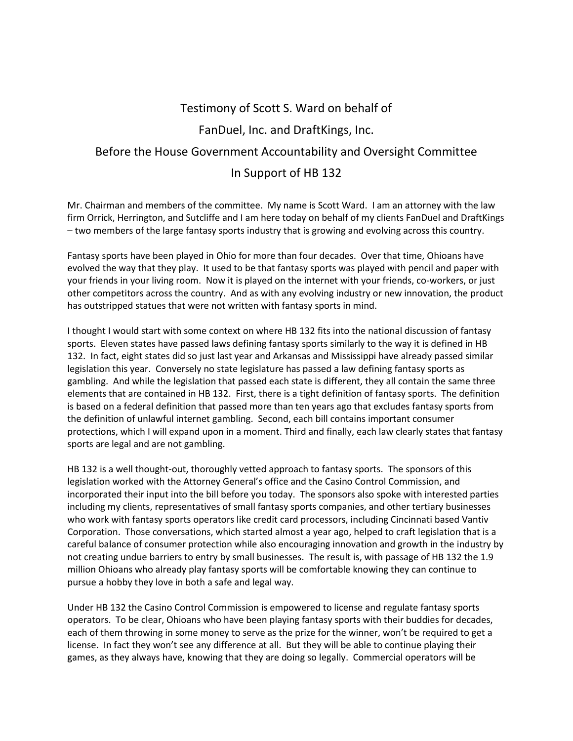# Testimony of Scott S. Ward on behalf of FanDuel, Inc. and DraftKings, Inc. Before the House Government Accountability and Oversight Committee In Support of HB 132

Mr. Chairman and members of the committee. My name is Scott Ward. I am an attorney with the law firm Orrick, Herrington, and Sutcliffe and I am here today on behalf of my clients FanDuel and DraftKings – two members of the large fantasy sports industry that is growing and evolving across this country.

Fantasy sports have been played in Ohio for more than four decades. Over that time, Ohioans have evolved the way that they play. It used to be that fantasy sports was played with pencil and paper with your friends in your living room. Now it is played on the internet with your friends, co-workers, or just other competitors across the country. And as with any evolving industry or new innovation, the product has outstripped statues that were not written with fantasy sports in mind.

I thought I would start with some context on where HB 132 fits into the national discussion of fantasy sports. Eleven states have passed laws defining fantasy sports similarly to the way it is defined in HB 132. In fact, eight states did so just last year and Arkansas and Mississippi have already passed similar legislation this year. Conversely no state legislature has passed a law defining fantasy sports as gambling. And while the legislation that passed each state is different, they all contain the same three elements that are contained in HB 132. First, there is a tight definition of fantasy sports. The definition is based on a federal definition that passed more than ten years ago that excludes fantasy sports from the definition of unlawful internet gambling. Second, each bill contains important consumer protections, which I will expand upon in a moment. Third and finally, each law clearly states that fantasy sports are legal and are not gambling.

HB 132 is a well thought-out, thoroughly vetted approach to fantasy sports. The sponsors of this legislation worked with the Attorney General's office and the Casino Control Commission, and incorporated their input into the bill before you today. The sponsors also spoke with interested parties including my clients, representatives of small fantasy sports companies, and other tertiary businesses who work with fantasy sports operators like credit card processors, including Cincinnati based Vantiv Corporation. Those conversations, which started almost a year ago, helped to craft legislation that is a careful balance of consumer protection while also encouraging innovation and growth in the industry by not creating undue barriers to entry by small businesses. The result is, with passage of HB 132 the 1.9 million Ohioans who already play fantasy sports will be comfortable knowing they can continue to pursue a hobby they love in both a safe and legal way.

Under HB 132 the Casino Control Commission is empowered to license and regulate fantasy sports operators. To be clear, Ohioans who have been playing fantasy sports with their buddies for decades, each of them throwing in some money to serve as the prize for the winner, won't be required to get a license. In fact they won't see any difference at all. But they will be able to continue playing their games, as they always have, knowing that they are doing so legally. Commercial operators will be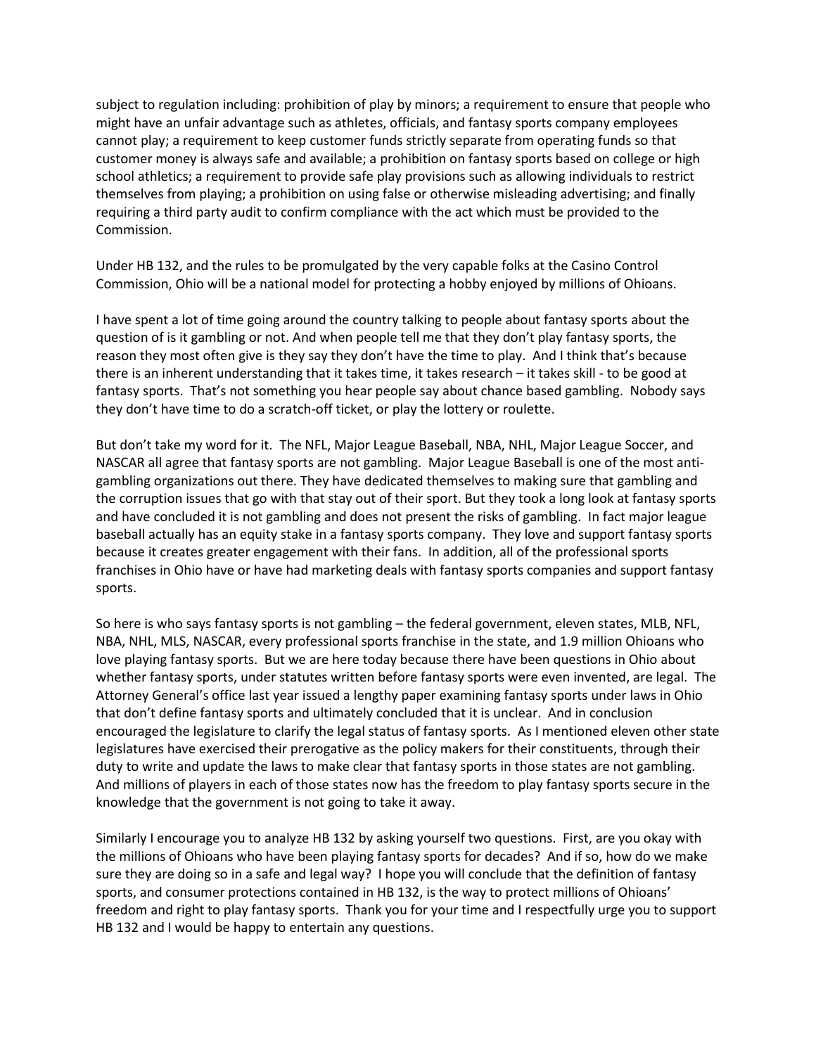subject to regulation including: prohibition of play by minors; a requirement to ensure that people who might have an unfair advantage such as athletes, officials, and fantasy sports company employees cannot play; a requirement to keep customer funds strictly separate from operating funds so that customer money is always safe and available; a prohibition on fantasy sports based on college or high school athletics; a requirement to provide safe play provisions such as allowing individuals to restrict themselves from playing; a prohibition on using false or otherwise misleading advertising; and finally requiring a third party audit to confirm compliance with the act which must be provided to the Commission.

Under HB 132, and the rules to be promulgated by the very capable folks at the Casino Control Commission, Ohio will be a national model for protecting a hobby enjoyed by millions of Ohioans.

I have spent a lot of time going around the country talking to people about fantasy sports about the question of is it gambling or not. And when people tell me that they don't play fantasy sports, the reason they most often give is they say they don't have the time to play. And I think that's because there is an inherent understanding that it takes time, it takes research – it takes skill - to be good at fantasy sports. That's not something you hear people say about chance based gambling. Nobody says they don't have time to do a scratch-off ticket, or play the lottery or roulette.

But don't take my word for it. The NFL, Major League Baseball, NBA, NHL, Major League Soccer, and NASCAR all agree that fantasy sports are not gambling. Major League Baseball is one of the most anti-gambling organizations out there. They have dedicated themselves to making sure that gambling and the corruption issues that go with that stay out of their sport. But they took a long look at fantasy sports and have concluded it is not gambling and does not present the risks of gambling. In fact major league baseball actually has an equity stake in a fantasy sports company. They love and support fantasy sports because it creates greater engagement with their fans. In addition, all of the professional sports franchises in Ohio have or have had marketing deals with fantasy sports companies and support fantasy sports.

So here is who says fantasy sports is not gambling – the federal government, eleven states, MLB, NFL, NBA, NHL, MLS, NASCAR, every professional sports franchise in the state, and 1.9 million Ohioans who love playing fantasy sports. But we are here today because there have been questions in Ohio about whether fantasy sports, under statutes written before fantasy sports were even invented, are legal. The Attorney General's office last year issued a lengthy paper examining fantasy sports under laws in Ohio that don't define fantasy sports and ultimately concluded that it is unclear. And in conclusion encouraged the legislature to clarify the legal status of fantasy sports. As I mentioned eleven other state legislatures have exercised their prerogative as the policy makers for their constituents, through their duty to write and update the laws to make clear that fantasy sports in those states are not gambling. And millions of players in each of those states now has the freedom to play fantasy sports secure in the knowledge that the government is not going to take it away.

Similarly I encourage you to analyze HB 132 by asking yourself two questions. First, are you okay with the millions of Ohioans who have been playing fantasy sports for decades? And if so, how do we make sure they are doing so in a safe and legal way? I hope you will conclude that the definition of fantasy sports, and consumer protections contained in HB 132, is the way to protect millions of Ohioans' freedom and right to play fantasy sports. Thank you for your time and I respectfully urge you to support HB 132 and I would be happy to entertain any questions.